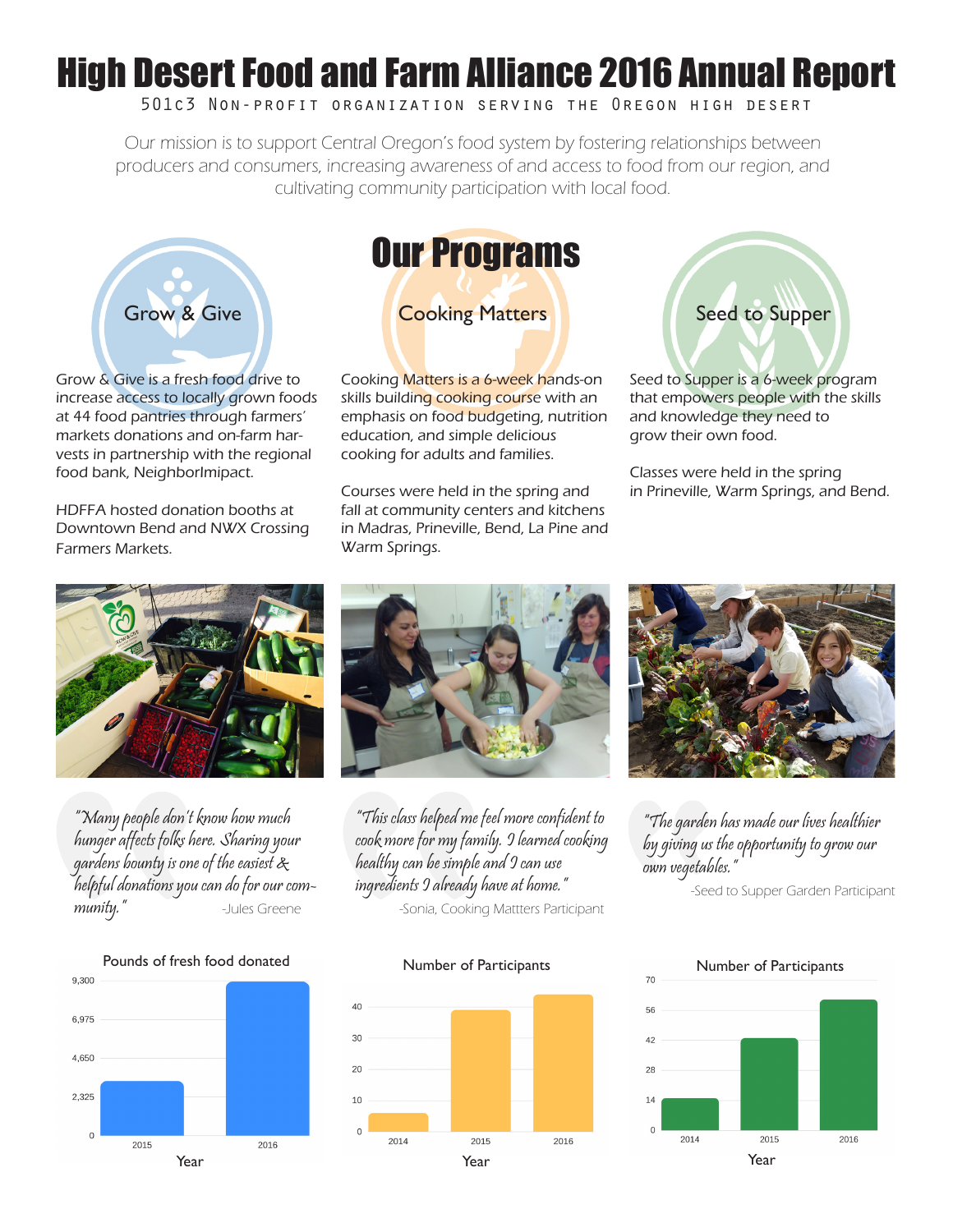# High Desert Food and Farm Alliance 2016 Annual Report

501c3 Non-profit organization serving the Oregon high desert

Our mission is to support Central Oregon's food system by fostering relationships between producers and consumers, increasing awareness of and access to food from our region, and cultivating community participation with local food.

## Our Programs

### Grow & Give

Grow & Give is a fresh food drive to increase access to locally grown foods at 44 food pantries through farmers' markets donations and on-farm harvests in partnership with the regional food bank, NeighborImipact.

HDFFA hosted donation booths at Downtown Bend and NWX Crossing Farmers Markets.

*"Many people don't know how much hunger affects folks here. Sharing your gardens bounty is one of the easiest & helpful donations you can do for our community."*

-Jules Greene

**Pounds of fresh food donated**

| Year | Pounds |
|---|---|
| 2015 | ~3,200 |
| 2016 | ~9,200 |

### Cooking Matters

Cooking Matters is a 6-week hands-on skills building cooking course with an emphasis on food budgeting, nutrition education, and simple delicious cooking for adults and families.

Courses were held in the spring and fall at community centers and kitchens in Madras, Prineville, Bend, La Pine and Warm Springs.

*"This class helped me feel more confident to cook more for my family. I learned cooking healthy can be simple and I can use ingredients I already have at home."*

-Sonia, Cooking Mattters Participant

**Number of Participants**

| Year | Participants |
|---|---|
| 2014 | ~6 |
| 2015 | ~39 |
| 2016 | ~44 |

### Seed to Supper

Seed to Supper is a 6-week program that empowers people with the skills and knowledge they need to grow their own food.

Classes were held in the spring in Prineville, Warm Springs, and Bend.

*"The garden has made our lives healthier by giving us the opportunity to grow our own vegetables."*

-Seed to Supper Garden Participant

**Number of Participants**

| Year | Participants |
|---|---|
| 2014 | ~15 |
| 2015 | ~43 |
| 2016 | ~61 |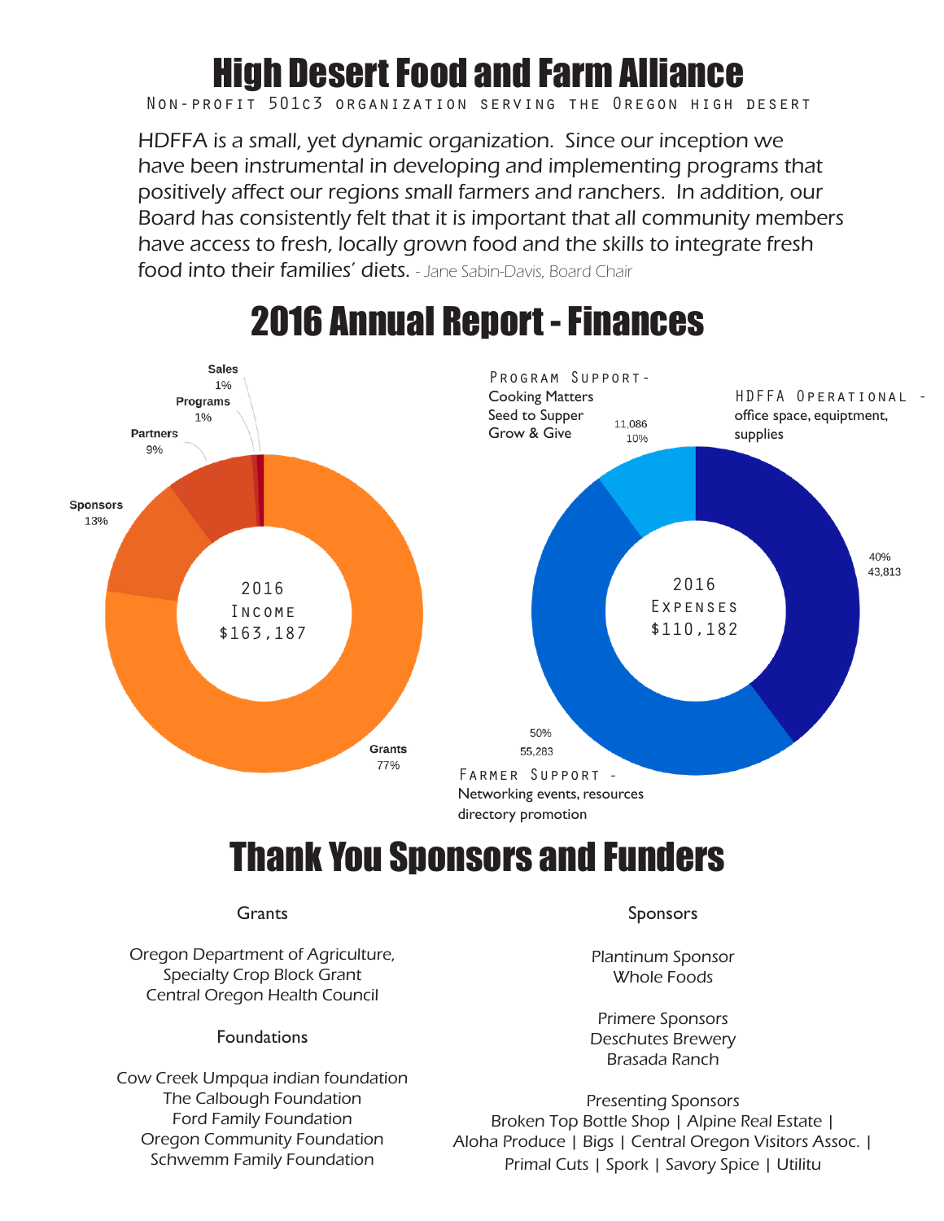# High Desert Food and Farm Alliance

Non-profit 501c3 organization serving the Oregon high desert

HDFFA is a small, yet dynamic organization. Since our inception we have been instrumental in developing and implementing programs that positively affect our regions small farmers and ranchers. In addition, our Board has consistently felt that it is important that all community members have access to fresh, locally grown food and the skills to integrate fresh food into their families' diets. - Jane Sabin-Davis, Board Chair

# 2016 Annual Report - Finances

Sales
1%
Programs
1%
Partners
9%
Sponsors
13%
Grants
77%

2016
Income
$163,187

Program Support-
Cooking Matters
Seed to Supper
Grow & Give
11,086
10%

HDFFA Operational -
office space, equiptment, supplies
40%
43,813

2016
Expenses
$110,182

50%
55,283
Farmer Support -
Networking events, resources directory promotion

# Thank You Sponsors and Funders

Grants

Oregon Department of Agriculture,
Specialty Crop Block Grant
Central Oregon Health Council

Foundations

Cow Creek Umpqua indian foundation
The Calbough Foundation
Ford Family Foundation
Oregon Community Foundation
Schwemm Family Foundation

Sponsors

Plantinum Sponsor
Whole Foods

Primere Sponsors
Deschutes Brewery
Brasada Ranch

Presenting Sponsors
Broken Top Bottle Shop | Alpine Real Estate |
Aloha Produce | Bigs | Central Oregon Visitors Assoc. |
Primal Cuts | Spork | Savory Spice | Utilitu